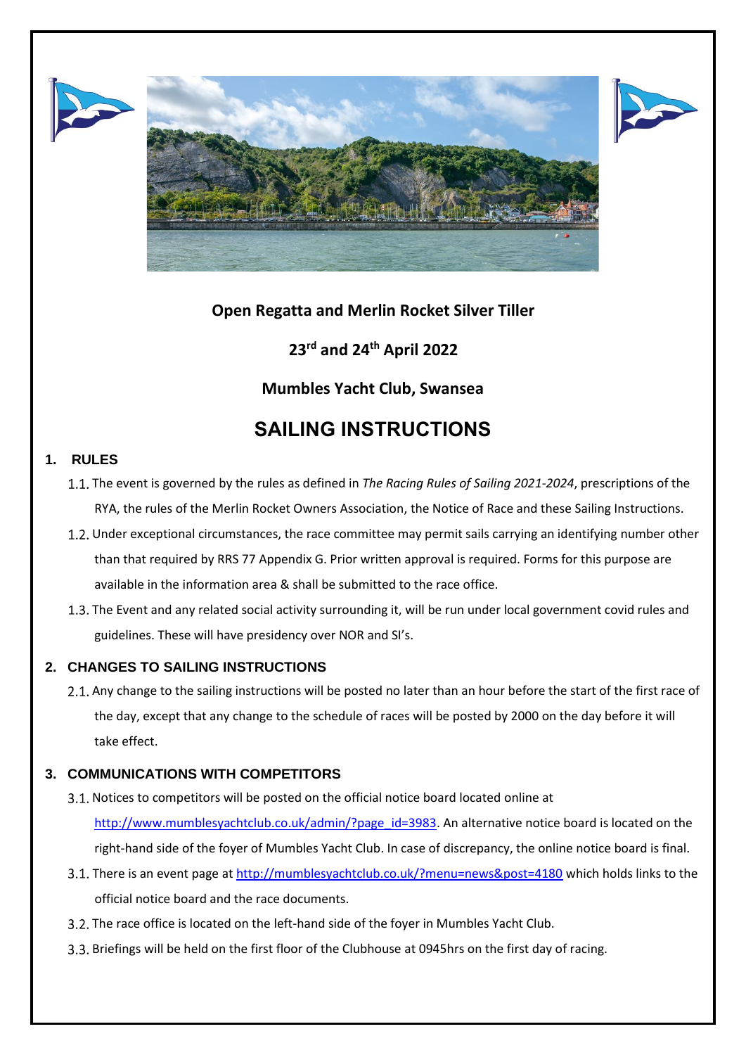**Open Regatta and Merlin Rocket Silver Tiller**

**23rd and 24th April 2022**

**Mumbles Yacht Club, Swansea**

# SAILING INSTRUCTIONS

## 1. RULES

1.1. The event is governed by the rules as defined in *The Racing Rules of Sailing 2021-2024*, prescriptions of the RYA, the rules of the Merlin Rocket Owners Association, the Notice of Race and these Sailing Instructions.

1.2. Under exceptional circumstances, the race committee may permit sails carrying an identifying number other than that required by RRS 77 Appendix G. Prior written approval is required. Forms for this purpose are available in the information area & shall be submitted to the race office.

1.3. The Event and any related social activity surrounding it, will be run under local government covid rules and guidelines. These will have presidency over NOR and SI's.

## 2. CHANGES TO SAILING INSTRUCTIONS

2.1. Any change to the sailing instructions will be posted no later than an hour before the start of the first race of the day, except that any change to the schedule of races will be posted by 2000 on the day before it will take effect.

## 3. COMMUNICATIONS WITH COMPETITORS

3.1. Notices to competitors will be posted on the official notice board located online at [http://www.mumblesyachtclub.co.uk/admin/?page_id=3983](http://www.mumblesyachtclub.co.uk/admin/?page_id=3983). An alternative notice board is located on the right-hand side of the foyer of Mumbles Yacht Club. In case of discrepancy, the online notice board is final.

3.1. There is an event page at [http://mumblesyachtclub.co.uk/?menu=news&post=4180](http://mumblesyachtclub.co.uk/?menu=news&post=4180) which holds links to the official notice board and the race documents.

3.2. The race office is located on the left-hand side of the foyer in Mumbles Yacht Club.

3.3. Briefings will be held on the first floor of the Clubhouse at 0945hrs on the first day of racing.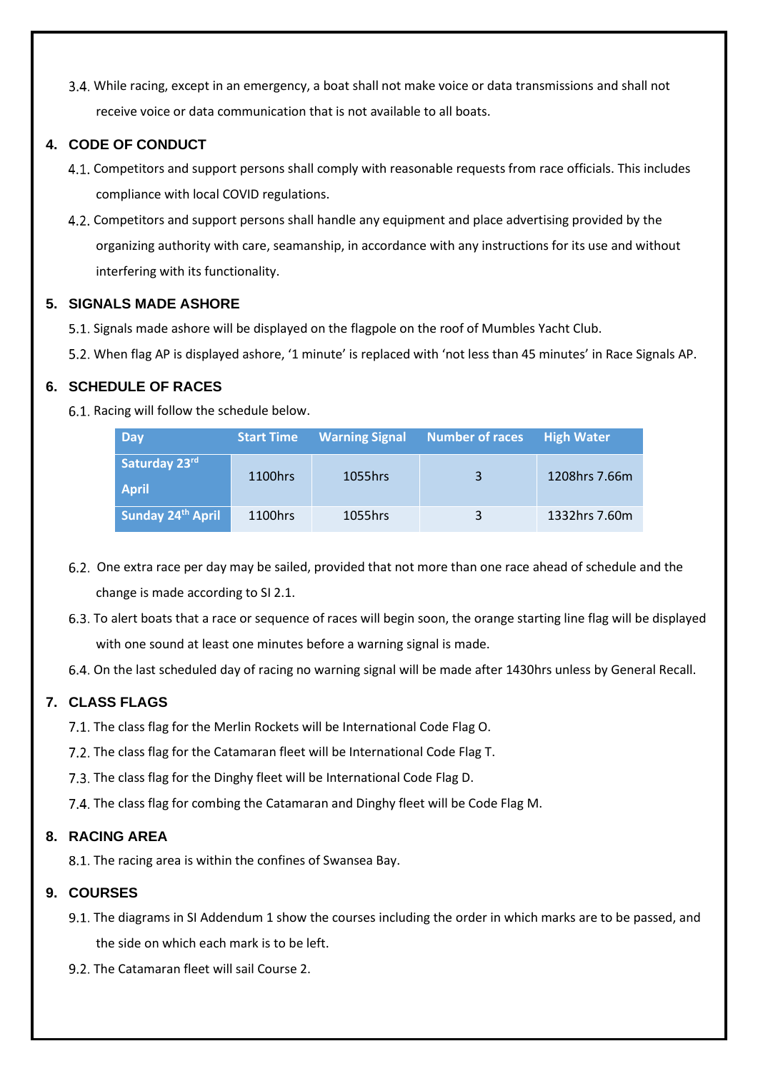3.4. While racing, except in an emergency, a boat shall not make voice or data transmissions and shall not receive voice or data communication that is not available to all boats.

## 4. CODE OF CONDUCT

4.1. Competitors and support persons shall comply with reasonable requests from race officials. This includes compliance with local COVID regulations.

4.2. Competitors and support persons shall handle any equipment and place advertising provided by the organizing authority with care, seamanship, in accordance with any instructions for its use and without interfering with its functionality.

## 5. SIGNALS MADE ASHORE

5.1. Signals made ashore will be displayed on the flagpole on the roof of Mumbles Yacht Club.

5.2. When flag AP is displayed ashore, '1 minute' is replaced with 'not less than 45 minutes' in Race Signals AP.

## 6. SCHEDULE OF RACES

6.1. Racing will follow the schedule below.

| Day | Start Time | Warning Signal | Number of races | High Water |
|---|---|---|---|---|
| Saturday 23rd April | 1100hrs | 1055hrs | 3 | 1208hrs 7.66m |
| Sunday 24th April | 1100hrs | 1055hrs | 3 | 1332hrs 7.60m |

6.2. One extra race per day may be sailed, provided that not more than one race ahead of schedule and the change is made according to SI 2.1.

6.3. To alert boats that a race or sequence of races will begin soon, the orange starting line flag will be displayed with one sound at least one minutes before a warning signal is made.

6.4. On the last scheduled day of racing no warning signal will be made after 1430hrs unless by General Recall.

## 7. CLASS FLAGS

7.1. The class flag for the Merlin Rockets will be International Code Flag O.

7.2. The class flag for the Catamaran fleet will be International Code Flag T.

7.3. The class flag for the Dinghy fleet will be International Code Flag D.

7.4. The class flag for combing the Catamaran and Dinghy fleet will be Code Flag M.

## 8. RACING AREA

8.1. The racing area is within the confines of Swansea Bay.

## 9. COURSES

9.1. The diagrams in SI Addendum 1 show the courses including the order in which marks are to be passed, and the side on which each mark is to be left.

9.2. The Catamaran fleet will sail Course 2.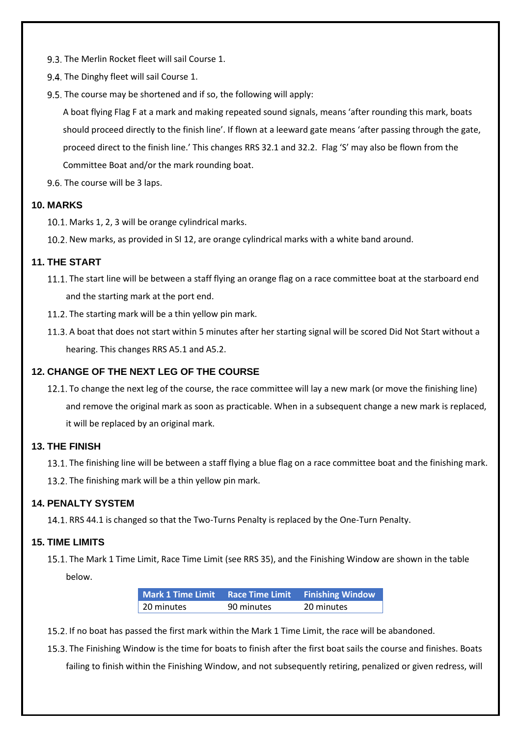9.3. The Merlin Rocket fleet will sail Course 1.

9.4. The Dinghy fleet will sail Course 1.

9.5. The course may be shortened and if so, the following will apply:

A boat flying Flag F at a mark and making repeated sound signals, means 'after rounding this mark, boats should proceed directly to the finish line'. If flown at a leeward gate means 'after passing through the gate, proceed direct to the finish line.' This changes RRS 32.1 and 32.2. Flag 'S' may also be flown from the Committee Boat and/or the mark rounding boat.

9.6. The course will be 3 laps.

## 10. MARKS

10.1. Marks 1, 2, 3 will be orange cylindrical marks.

10.2. New marks, as provided in SI 12, are orange cylindrical marks with a white band around.

## 11. THE START

11.1. The start line will be between a staff flying an orange flag on a race committee boat at the starboard end and the starting mark at the port end.

11.2. The starting mark will be a thin yellow pin mark.

11.3. A boat that does not start within 5 minutes after her starting signal will be scored Did Not Start without a hearing. This changes RRS A5.1 and A5.2.

## 12. CHANGE OF THE NEXT LEG OF THE COURSE

12.1. To change the next leg of the course, the race committee will lay a new mark (or move the finishing line) and remove the original mark as soon as practicable. When in a subsequent change a new mark is replaced, it will be replaced by an original mark.

## 13. THE FINISH

13.1. The finishing line will be between a staff flying a blue flag on a race committee boat and the finishing mark.

13.2. The finishing mark will be a thin yellow pin mark.

## 14. PENALTY SYSTEM

14.1. RRS 44.1 is changed so that the Two-Turns Penalty is replaced by the One-Turn Penalty.

## 15. TIME LIMITS

15.1. The Mark 1 Time Limit, Race Time Limit (see RRS 35), and the Finishing Window are shown in the table below.

| Mark 1 Time Limit | Race Time Limit | Finishing Window |
|---|---|---|
| 20 minutes | 90 minutes | 20 minutes |

15.2. If no boat has passed the first mark within the Mark 1 Time Limit, the race will be abandoned.

15.3. The Finishing Window is the time for boats to finish after the first boat sails the course and finishes. Boats failing to finish within the Finishing Window, and not subsequently retiring, penalized or given redress, will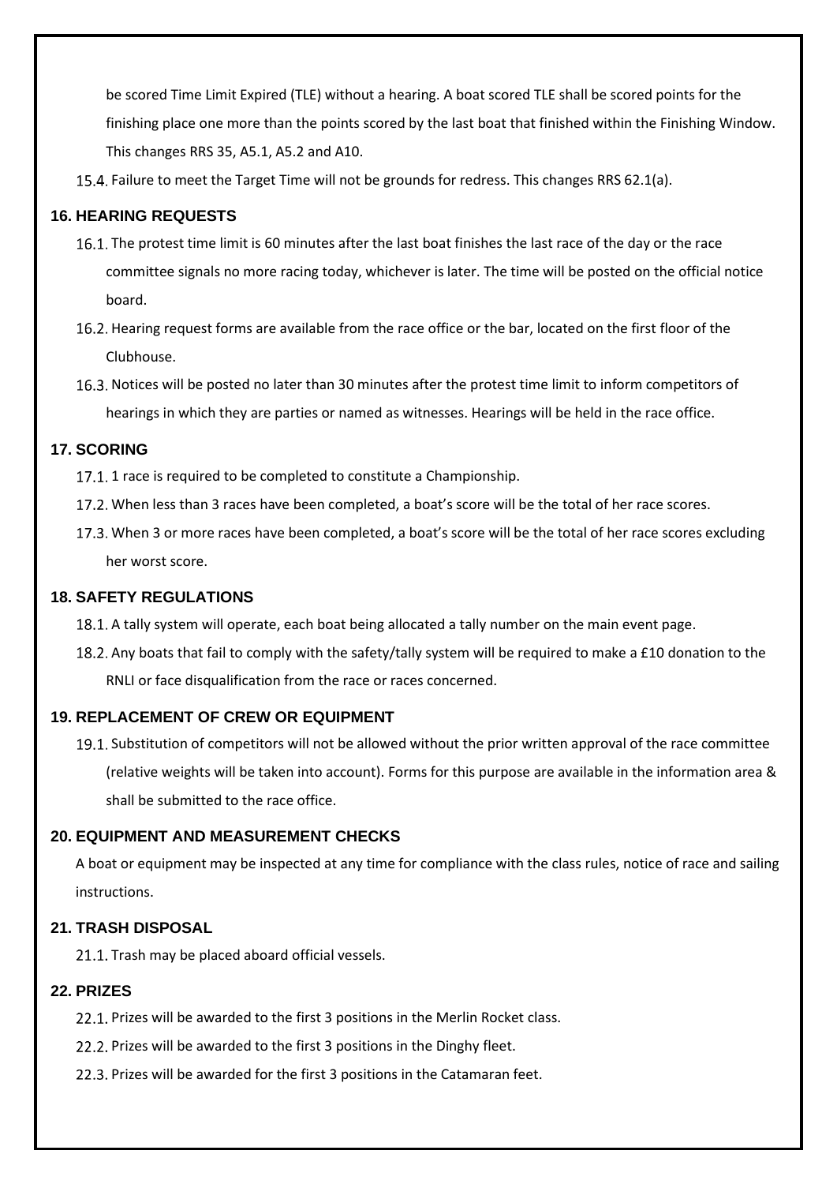be scored Time Limit Expired (TLE) without a hearing. A boat scored TLE shall be scored points for the finishing place one more than the points scored by the last boat that finished within the Finishing Window. This changes RRS 35, A5.1, A5.2 and A10.

15.4. Failure to meet the Target Time will not be grounds for redress. This changes RRS 62.1(a).

## 16. HEARING REQUESTS

16.1. The protest time limit is 60 minutes after the last boat finishes the last race of the day or the race committee signals no more racing today, whichever is later. The time will be posted on the official notice board.

16.2. Hearing request forms are available from the race office or the bar, located on the first floor of the Clubhouse.

16.3. Notices will be posted no later than 30 minutes after the protest time limit to inform competitors of hearings in which they are parties or named as witnesses. Hearings will be held in the race office.

## 17. SCORING

17.1. 1 race is required to be completed to constitute a Championship.

17.2. When less than 3 races have been completed, a boat's score will be the total of her race scores.

17.3. When 3 or more races have been completed, a boat's score will be the total of her race scores excluding her worst score.

## 18. SAFETY REGULATIONS

18.1. A tally system will operate, each boat being allocated a tally number on the main event page.

18.2. Any boats that fail to comply with the safety/tally system will be required to make a £10 donation to the RNLI or face disqualification from the race or races concerned.

## 19. REPLACEMENT OF CREW OR EQUIPMENT

19.1. Substitution of competitors will not be allowed without the prior written approval of the race committee (relative weights will be taken into account). Forms for this purpose are available in the information area & shall be submitted to the race office.

## 20. EQUIPMENT AND MEASUREMENT CHECKS

A boat or equipment may be inspected at any time for compliance with the class rules, notice of race and sailing instructions.

## 21. TRASH DISPOSAL

21.1. Trash may be placed aboard official vessels.

## 22. PRIZES

22.1. Prizes will be awarded to the first 3 positions in the Merlin Rocket class.

22.2. Prizes will be awarded to the first 3 positions in the Dinghy fleet.

22.3. Prizes will be awarded for the first 3 positions in the Catamaran feet.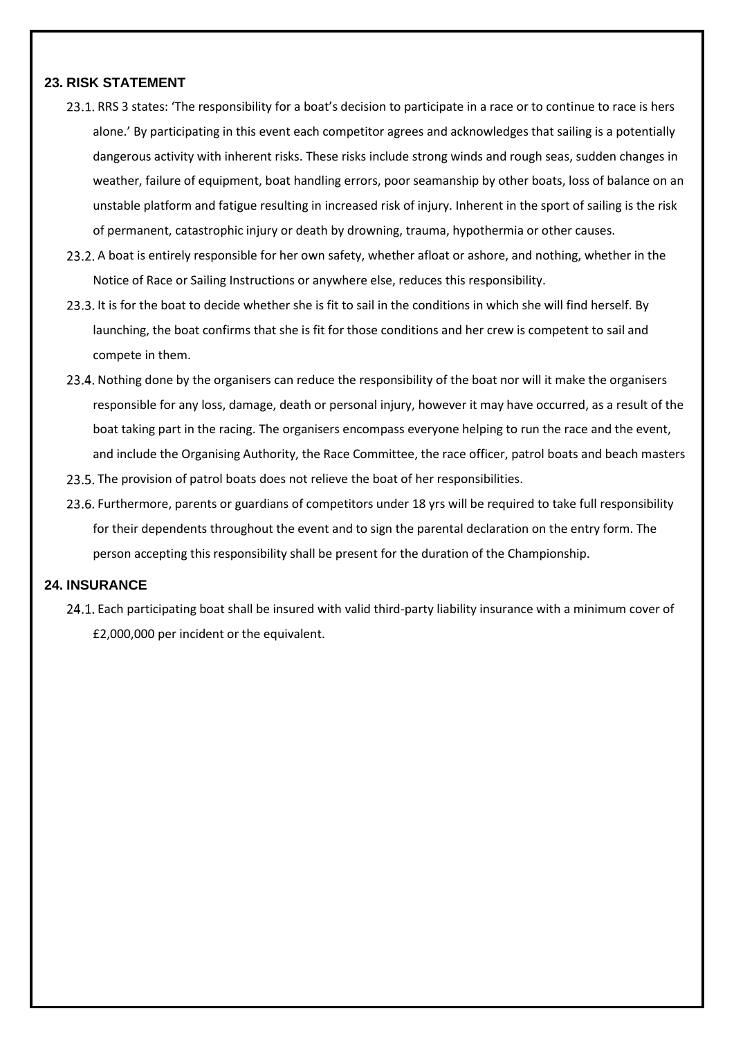## 23. RISK STATEMENT

23.1. RRS 3 states: 'The responsibility for a boat's decision to participate in a race or to continue to race is hers alone.' By participating in this event each competitor agrees and acknowledges that sailing is a potentially dangerous activity with inherent risks. These risks include strong winds and rough seas, sudden changes in weather, failure of equipment, boat handling errors, poor seamanship by other boats, loss of balance on an unstable platform and fatigue resulting in increased risk of injury. Inherent in the sport of sailing is the risk of permanent, catastrophic injury or death by drowning, trauma, hypothermia or other causes.

23.2. A boat is entirely responsible for her own safety, whether afloat or ashore, and nothing, whether in the Notice of Race or Sailing Instructions or anywhere else, reduces this responsibility.

23.3. It is for the boat to decide whether she is fit to sail in the conditions in which she will find herself. By launching, the boat confirms that she is fit for those conditions and her crew is competent to sail and compete in them.

23.4. Nothing done by the organisers can reduce the responsibility of the boat nor will it make the organisers responsible for any loss, damage, death or personal injury, however it may have occurred, as a result of the boat taking part in the racing. The organisers encompass everyone helping to run the race and the event, and include the Organising Authority, the Race Committee, the race officer, patrol boats and beach masters

23.5. The provision of patrol boats does not relieve the boat of her responsibilities.

23.6. Furthermore, parents or guardians of competitors under 18 yrs will be required to take full responsibility for their dependents throughout the event and to sign the parental declaration on the entry form. The person accepting this responsibility shall be present for the duration of the Championship.

## 24. INSURANCE

24.1. Each participating boat shall be insured with valid third-party liability insurance with a minimum cover of £2,000,000 per incident or the equivalent.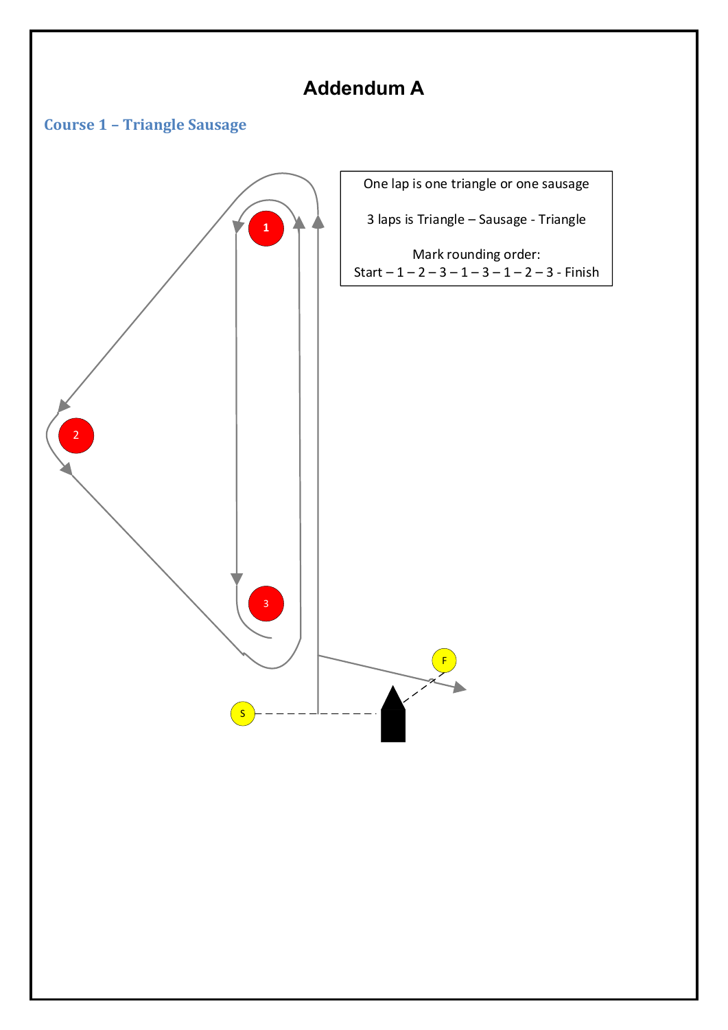# Addendum A

## Course 1 – Triangle Sausage

One lap is one triangle or one sausage

3 laps is Triangle – Sausage - Triangle

Mark rounding order:
Start – 1 – 2 – 3 – 1 – 3 – 1 – 2 – 3 - Finish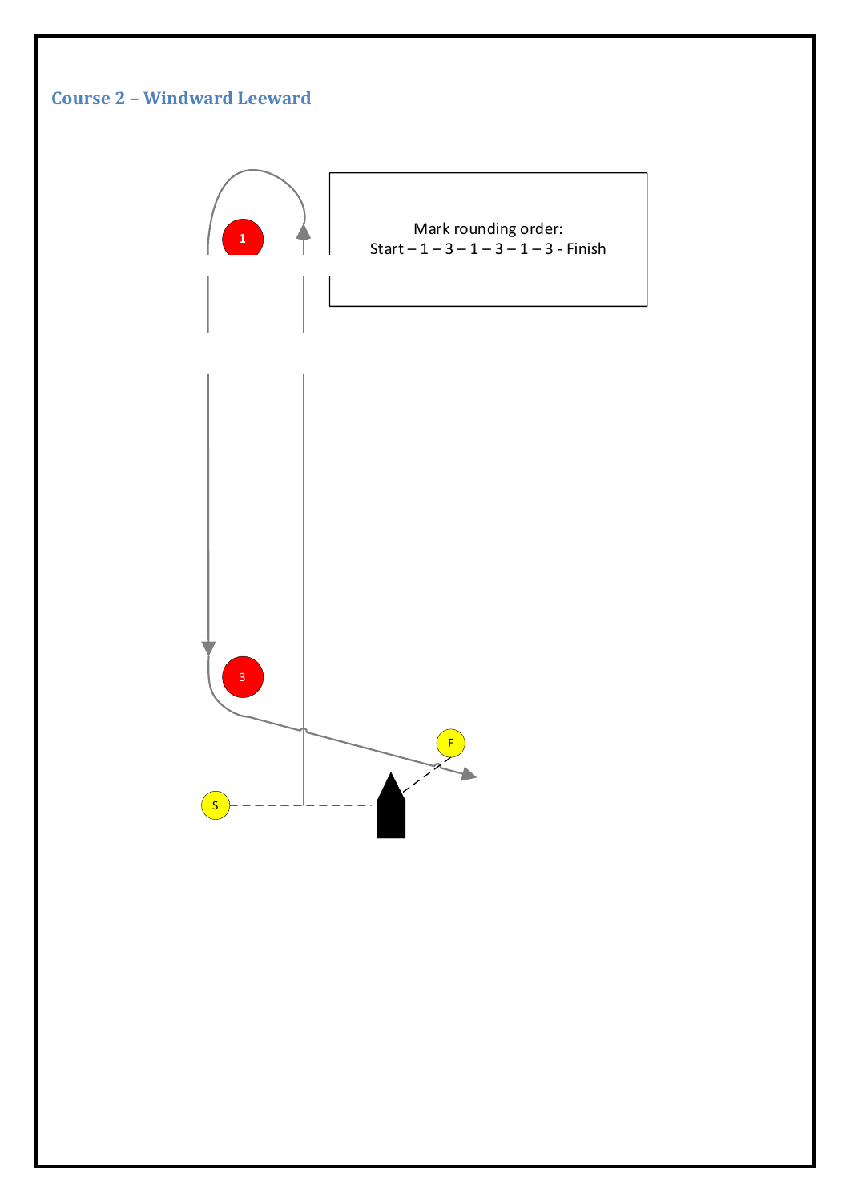### Course 2 – Windward Leeward

Mark rounding order:
Start – 1 – 3 – 1 – 3 – 1 – 3 - Finish

1

3

F

S